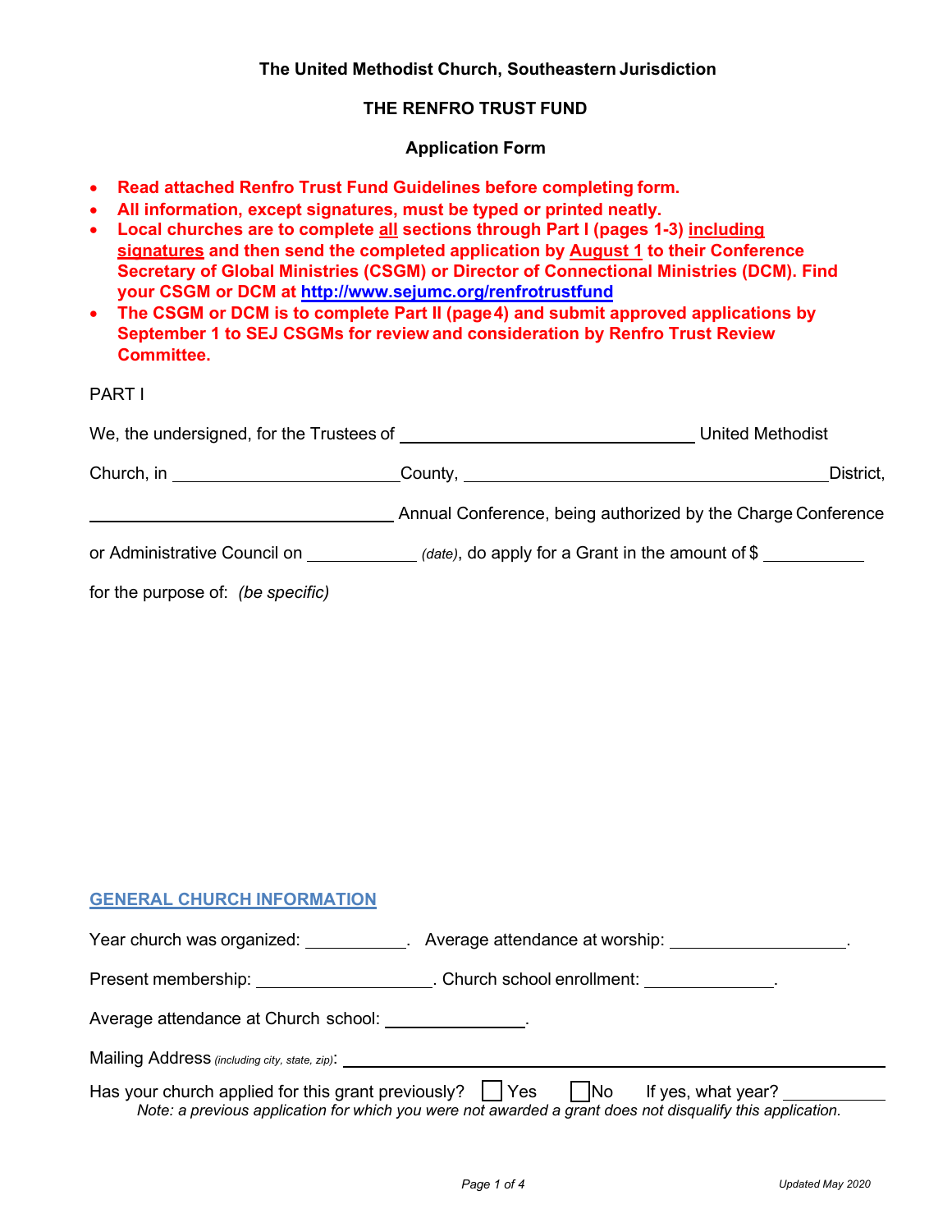**The United Methodist Church, Southeastern Jurisdiction**

**THE RENFRO TRUST FUND**

**Application Form**

- **Read attached Renfro Trust Fund Guidelines before completing form.**
- **All information, except signatures, must be typed or printed neatly.**
- **Local churches are to complete all sections through Part I (pages 1-3) including signatures and then send the completed application by August 1 to their Conference Secretary of Global Ministries (CSGM) or Director of Connectional Ministries (DCM). Find your CSGM or DCM at http://www.sejumc.org/renfrotrustfund**
- **The CSGM or DCM is to complete Part II (page 4) and submit approved applications by September 1 to SEJ CSGMs for review and consideration by Renfro Trust Review Committee.**

PART I

We, the undersigned, for the Trustees of \_\_\_\_\_\_\_\_\_\_\_\_\_\_\_\_\_\_\_\_\_\_\_\_\_\_\_\_ United Methodist Church, in \_\_\_\_\_\_\_\_\_\_\_\_\_\_\_\_\_\_\_\_ County, \_\_\_\_\_\_\_\_\_\_\_\_\_\_\_\_\_\_\_\_\_\_\_\_\_\_\_\_\_\_\_\_ District, \_\_\_\_\_\_\_\_\_\_\_\_\_\_\_\_\_\_\_\_\_\_\_\_\_\_\_\_ Annual Conference, being authorized by the Charge Conference or Administrative Council on \_\_\_\_\_\_\_\_\_\_ *(date)*, do apply for a Grant in the amount of $ \_\_\_\_\_\_\_\_\_\_

for the purpose of: *(be specific)*

## GENERAL CHURCH INFORMATION

Year church was organized: \_\_\_\_\_\_\_\_\_\_. Average attendance at worship: \_\_\_\_\_\_\_\_\_\_\_\_\_\_\_\_.

Present membership: \_\_\_\_\_\_\_\_\_\_\_\_\_\_\_\_. Church school enrollment: \_\_\_\_\_\_\_\_\_\_\_\_.

Average attendance at Church school: \_\_\_\_\_\_\_\_\_\_\_\_\_.

Mailing Address *(including city, state, zip)*: \_\_\_\_\_\_\_\_\_\_\_\_\_\_\_\_\_\_\_\_\_\_\_\_\_\_\_\_\_\_\_\_\_\_\_\_\_\_\_\_

Has your church applied for this grant previously? ☐ Yes ☐ No If yes, what year? \_\_\_\_\_\_\_\_\_\_

*Note: a previous application for which you were not awarded a grant does not disqualify this application.*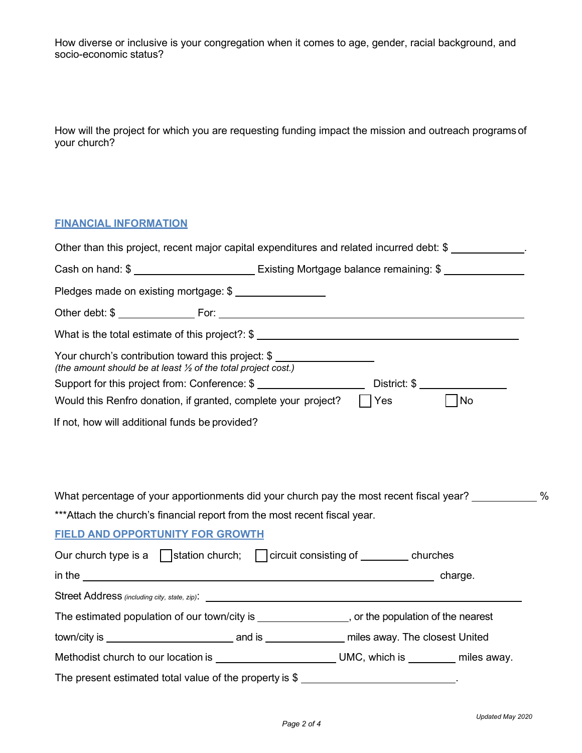How diverse or inclusive is your congregation when it comes to age, gender, racial background, and socio-economic status?

How will the project for which you are requesting funding impact the mission and outreach programs of your church?

## FINANCIAL INFORMATION

Other than this project, recent major capital expenditures and related incurred debt: $ ____________.

Cash on hand: $ ____________________ Existing Mortgage balance remaining: $ ______________

Pledges made on existing mortgage: $ _______________

Other debt: $ _____________ For: ________________________________________________

What is the total estimate of this project?: $ ____________________________________________

Your church's contribution toward this project: $ ________________
*(the amount should be at least ½ of the total project cost.)*

Support for this project from: Conference: $ __________________ District: $ _______________

Would this Renfro donation, if granted, complete your project? ☐ Yes ☐ No

If not, how will additional funds be provided?

What percentage of your apportionments did your church pay the most recent fiscal year? ___________ %

***Attach the church's financial report from the most recent fiscal year.

## FIELD AND OPPORTUNITY FOR GROWTH

Our church type is a ☐ station church; ☐ circuit consisting of ________ churches

in the ____________________________________________________________ charge.

Street Address *(including city, state, zip)*: ______________________________________________

The estimated population of our town/city is _______________, or the population of the nearest

town/city is ______________________ and is ______________ miles away. The closest United

Methodist church to our location is _____________________ UMC, which is ________ miles away.

The present estimated total value of the property is $ ____________________________.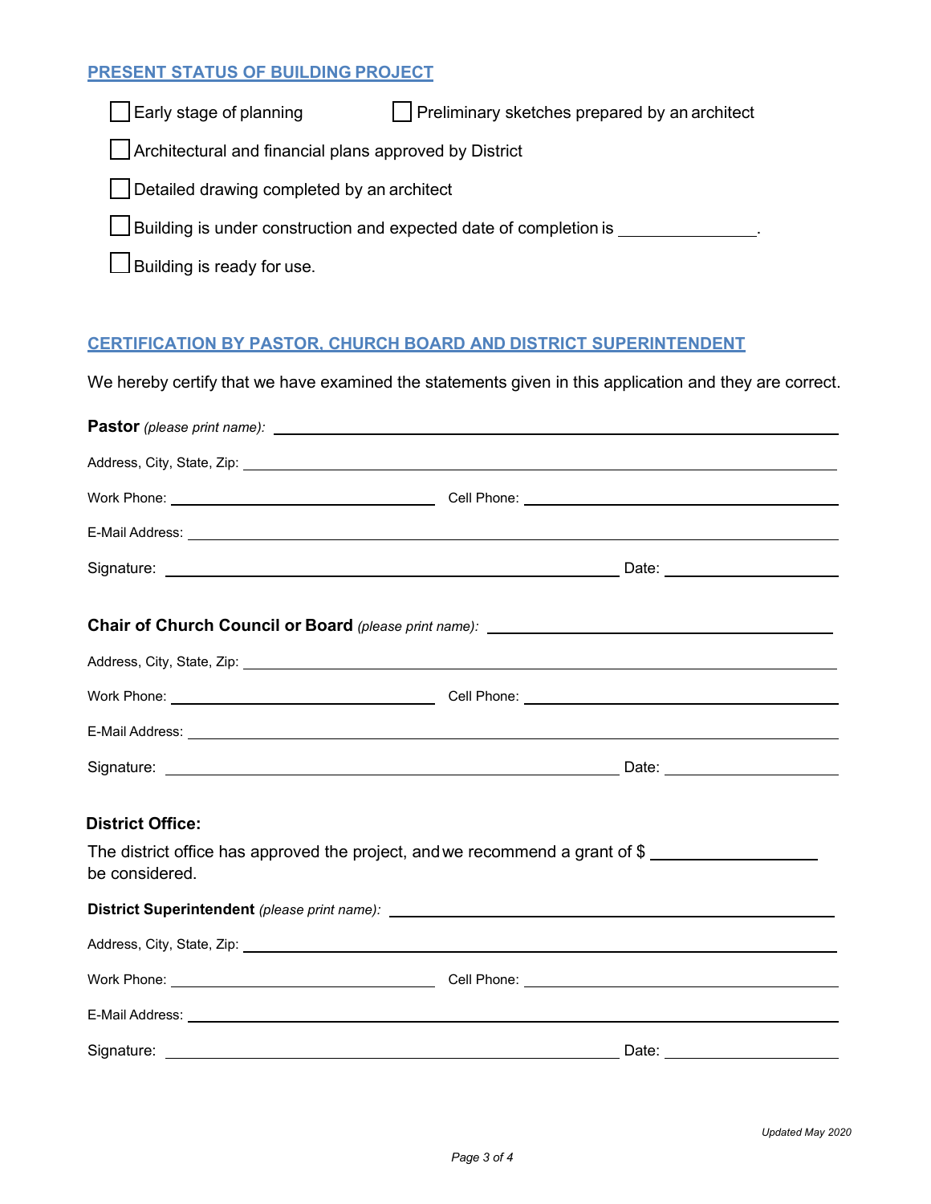## PRESENT STATUS OF BUILDING PROJECT

- ☐ Early stage of planning
- ☐ Preliminary sketches prepared by an architect
- ☐ Architectural and financial plans approved by District
- ☐ Detailed drawing completed by an architect
- ☐ Building is under construction and expected date of completion is _______________.
- ☐ Building is ready for use.

## CERTIFICATION BY PASTOR, CHURCH BOARD AND DISTRICT SUPERINTENDENT

We hereby certify that we have examined the statements given in this application and they are correct.

**Pastor** *(please print name)*: ______________________________

Address, City, State, Zip: ______________________________

Work Phone: ______________________________ Cell Phone: ______________________________

E-Mail Address: ______________________________

Signature: ______________________________ Date: ______________

**Chair of Church Council or Board** *(please print name)*: ______________________________

Address, City, State, Zip: ______________________________

Work Phone: ______________________________ Cell Phone: ______________________________

E-Mail Address: ______________________________

Signature: ______________________________ Date: ______________

**District Office:**

The district office has approved the project, and we recommend a grant of $ ______________ be considered.

**District Superintendent** *(please print name)*: ______________________________

Address, City, State, Zip: ______________________________

Work Phone: ______________________________ Cell Phone: ______________________________

E-Mail Address: ______________________________

Signature: ______________________________ Date: ______________

*Updated May 2020*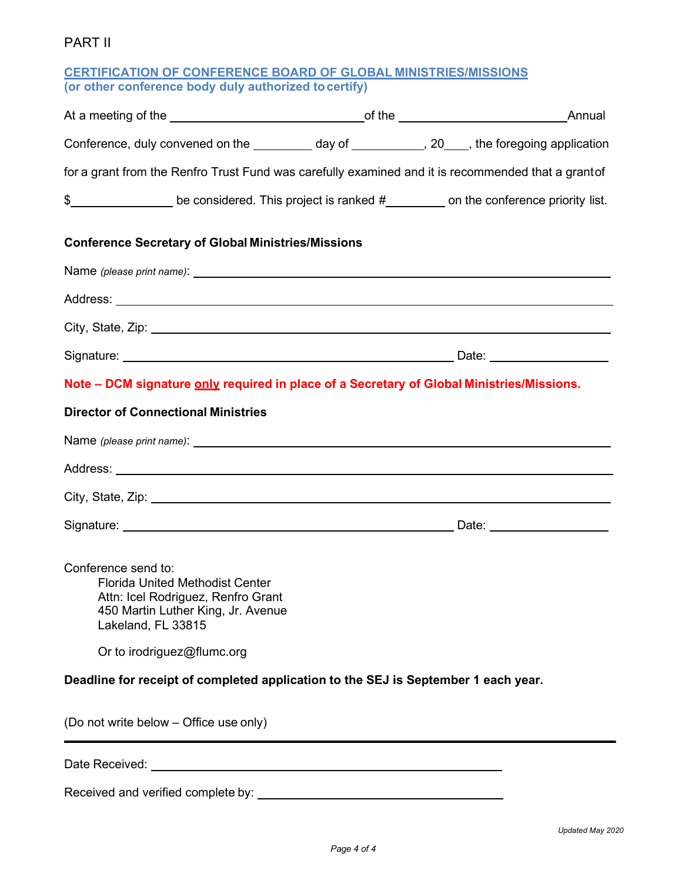PART II

## CERTIFICATION OF CONFERENCE BOARD OF GLOBAL MINISTRIES/MISSIONS
**(or other conference body duly authorized to certify)**

At a meeting of the ______________________________ of the _________________________ Annual Conference, duly convened on the _________ day of ___________, 20____, the foregoing application for a grant from the Renfro Trust Fund was carefully examined and it is recommended that a grant of $_______________ be considered. This project is ranked #_________ on the conference priority list.

**Conference Secretary of Global Ministries/Missions**

Name *(please print name)*: ____________________________________________

Address: ____________________________________________

City, State, Zip: ____________________________________________

Signature: ____________________________________________ Date: __________________

**Note – DCM signature <u>only</u> required in place of a Secretary of Global Ministries/Missions.**

**Director of Connectional Ministries**

Name *(please print name)*: ____________________________________________

Address: ____________________________________________

City, State, Zip: ____________________________________________

Signature: ____________________________________________ Date: __________________

Conference send to:

Florida United Methodist Center
Attn: Icel Rodriguez, Renfro Grant
450 Martin Luther King, Jr. Avenue
Lakeland, FL 33815

Or to irodriguez@flumc.org

**Deadline for receipt of completed application to the SEJ is September 1 each year.**

(Do not write below – Office use only)

---

Date Received: ____________________________________________

Received and verified complete by: ____________________________________

*Updated May 2020*